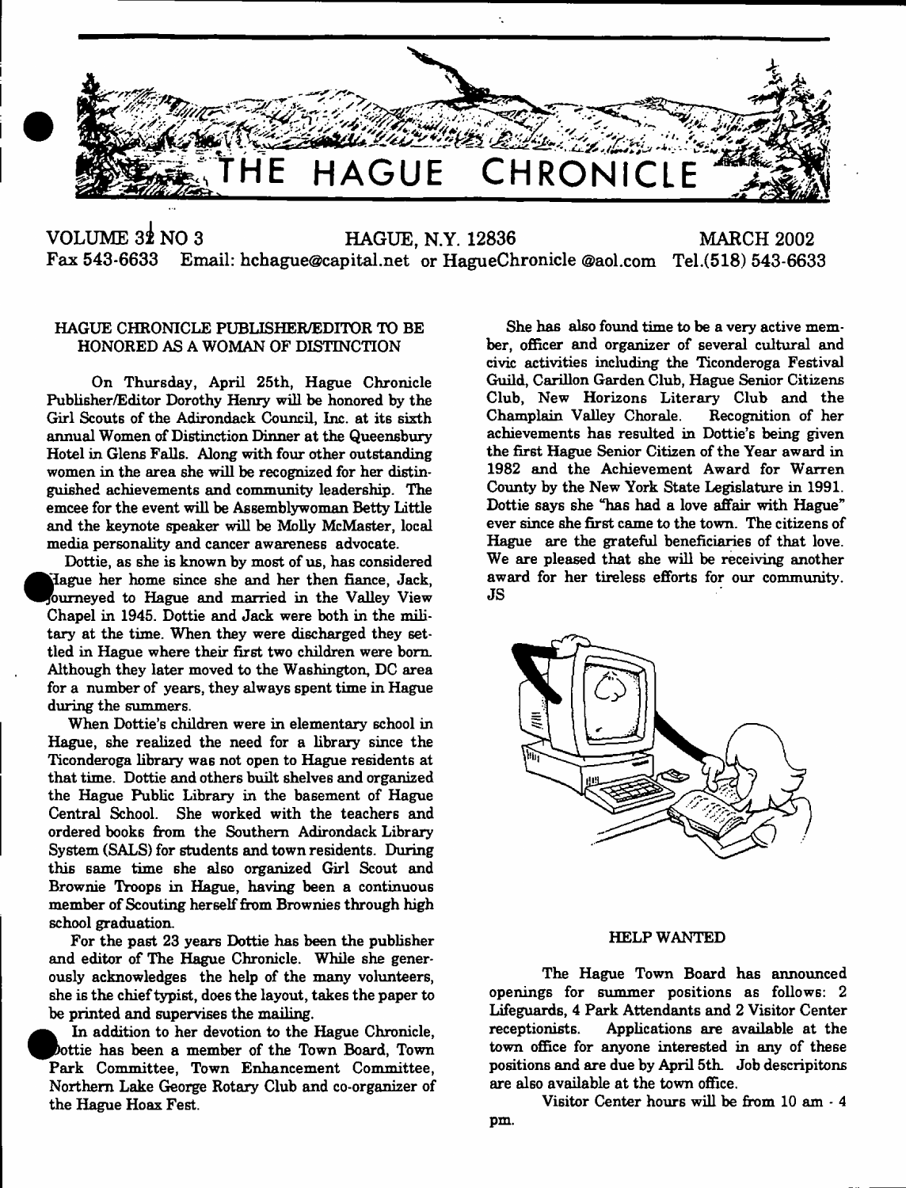# THE HAGUE CHRONICLE

VOLUME 32 NO 3 HAGUE, N.Y. 12836 MARCH 2002

Fax 543-6633 Email: hchague@capital.net or HagueChronicle @aol.com Tel.(518) 543-6633

## HAGUE CHRONICLE PUBLISHER/EDITOR TO BE HONORED AS A WOMAN OF DISTINCTION

On Thursday, April 25th, Hague Chronicle Publisher/Editor Dorothy Henry will be honored by the Girl Scouts of the Adirondack Council, Inc. at its sixth annual Women of Distinction Dinner at the Queensbury Hotel in Glens Falls. Along with four other outstanding women in the area she will be recognized for her distinguished achievements and community leadership. The emcee for the event will be Assemblywoman Betty Little and the keynote speaker will be Molly McMaster, local media personality and cancer awareness advocate.

Dottie, as she is known by most of us, has considered Hague her home since she and her then fiance, Jack, journeyed to Hague and married in the Valley View Chapel in 1945. Dottie and Jack were both in the military at the time. When they were discharged they settled in Hague where their first two children were born. Although they later moved to the Washington, DC area for a number of years, they always spent time in Hague during the summers.

When Dottie's children were in elementary school in Hague, she realized the need for a library since the Ticonderoga library was not open to Hague residents at that time. Dottie and others built shelves and organized the Hague Public Library in the basement of Hague Central School. She worked with the teachers and ordered books from the Southern Adirondack Library System (SALS) for students and town residents. During this same time she also organized Girl Scout and Brownie Troops in Hague, having been a continuous member of Scouting herself from Brownies through high school graduation.

For the past 23 years Dottie has been the publisher and editor of The Hague Chronicle. While she generously acknowledges the help of the many volunteers, she is the chief typist, does the layout, takes the paper to be printed and supervises the mailing.

In addition to her devotion to the Hague Chronicle, Dottie has been a member of the Town Board, Town Park Committee, Town Enhancement Committee, Northern Lake George Rotary Club and co-organizer of the Hague Hoax Fest.

She has also found time to be a very active member, officer and organizer of several cultural and civic activities including the Ticonderoga Festival Guild, Carillon Garden Club, Hague Senior Citizens Club, New Horizons Literary Club and the Champlain Valley Chorale. Recognition of her achievements has resulted in Dottie's being given the first Hague Senior Citizen of the Year award in 1982 and the Achievement Award for Warren County by the New York State Legislature in 1991. Dottie says she "has had a love affair with Hague" ever since she first came to the town. The citizens of Hague are the grateful beneficiaries of that love. We are pleased that she will be receiving another award for her tireless efforts for our community. JS

## HELP WANTED

The Hague Town Board has announced openings for summer positions as follows: 2 Lifeguards, 4 Park Attendants and 2 Visitor Center receptionists. Applications are available at the town office for anyone interested in any of these positions and are due by April 5th. Job descripitons are also available at the town office.

Visitor Center hours will be from 10 am - 4 pm.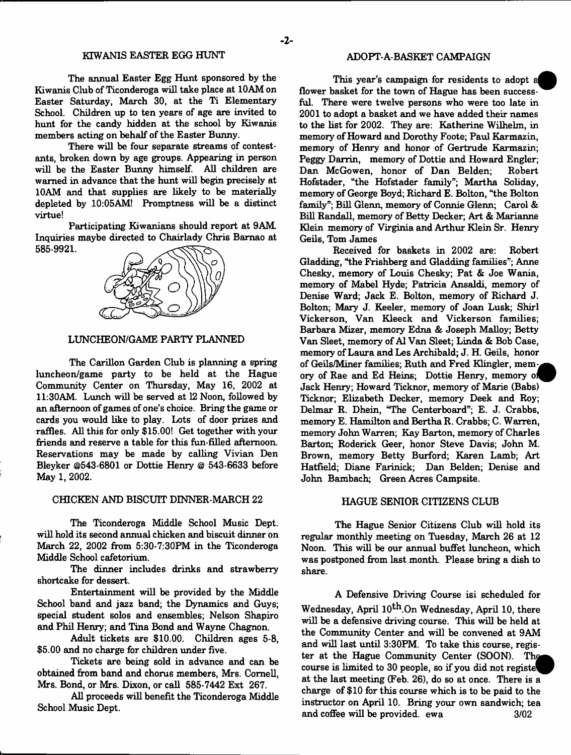## KIWANIS EASTER EGG HUNT

The annual Easter Egg Hunt sponsored by the Kiwanis Club of Ticonderoga will take place at 10AM on Easter Saturday, March 30, at the Ti Elementary School. Children up to ten years of age are invited to hunt for the candy hidden at the school by Kiwanis members acting on behalf of the Easter Bunny.

There will be four separate streams of contestants, broken down by age groups. Appearing in person will be the Easter Bunny himself. All children are warned in advance that the hunt will begin precisely at 10AM and that supplies are likely to be materially depleted by 10:05AM! Promptness will be a distinct virtue!

Participating Kiwanians should report at 9AM. Inquiries maybe directed to Chairlady Chris Barnao at 585-9921.

## LUNCHEON/GAME PARTY PLANNED

The Carillon Garden Club is planning a spring luncheon/game party to be held at the Hague Community Center on Thursday, May 16, 2002 at 11:30AM. Lunch will be served at 12 Noon, followed by an afternoon of games of one's choice. Bring the game or cards you would like to play. Lots of door prizes and raffles. All this for only $15.00! Get together with your friends and reserve a table for this fun-filled afternoon. Reservations may be made by calling Vivian Den Bleyker @543-6801 or Dottie Henry @ 543-6633 before May 1, 2002.

## CHICKEN AND BISCUIT DINNER-MARCH 22

The Ticonderoga Middle School Music Dept. will hold its second annual chicken and biscuit dinner on March 22, 2002 from 5:30-7:30PM in the Ticonderoga Middle School cafetorium.

The dinner includes drinks and strawberry shortcake for dessert.

Entertainment will be provided by the Middle School band and jazz band; the Dynamics and Guys; special student solos and ensembles; Nelson Shapiro and Phil Henry; and Tina Bond and Wayne Chagnon.

Adult tickets are $10.00. Children ages 5-8, $5.00 and no charge for children under five.

Tickets are being sold in advance and can be obtained from band and chorus members, Mrs. Cornell, Mrs. Bond, or Mrs. Dixon, or call 585-7442 Ext 267.

All proceeds will benefit the Ticonderoga Middle School Music Dept.

## ADOPT-A-BASKET CAMPAIGN

This year's campaign for residents to adopt a flower basket for the town of Hague has been successful. There were twelve persons who were too late in 2001 to adopt a basket and we have added their names to the list for 2002. They are: Katherine Wilhelm, in memory of Howard and Dorothy Foote; Paul Karmazin, memory of Henry and honor of Gertrude Karmazin; Peggy Darrin, memory of Dottie and Howard Engler; Dan McGowen, honor of Dan Belden; Robert Hofstader, "the Hofstader family"; Martha Soliday, memory of George Boyd; Richard E. Bolton, "the Bolton family"; Bill Glenn, memory of Connie Glenn; Carol & Bill Randall, memory of Betty Decker; Art & Marianne Klein memory of Virginia and Arthur Klein Sr. Henry Geils, Tom James

Received for baskets in 2002 are: Robert Gladding, "the Frishberg and Gladding families"; Anne Chesky, memory of Louis Chesky; Pat & Joe Wania, memory of Mabel Hyde; Patricia Ansaldi, memory of Denise Ward; Jack E. Bolton, memory of Richard J. Bolton; Mary J. Keeler, memory of Joan Lusk; Shirl Vickerson, Van Kleeck and Vickerson families; Barbara Mizer, memory Edna & Joseph Malloy; Betty Van Sleet, memory of Al Van Sleet; Linda & Bob Case, memory of Laura and Les Archibald; J. H. Geils, honor of Geils/Miner families; Ruth and Fred Klingler, memory of Rae and Ed Heins; Dottie Henry, memory of Jack Henry; Howard Ticknor, memory of Marie (Babs) Ticknor; Elizabeth Decker, memory Deek and Roy; Delmar R. Dhein, "The Centerboard"; E. J. Crabbs, memory E. Hamilton and Bertha R. Crabbs; C. Warren, memory John Warren; Kay Barton, memory of Charles Barton; Roderick Geer, honor Steve Davis; John M. Brown, memory Betty Burford; Karen Lamb; Art Hatfield; Diane Farinick; Dan Belden; Denise and John Bambach; Green Acres Campsite.

## HAGUE SENIOR CITIZENS CLUB

The Hague Senior Citizens Club will hold its regular monthly meeting on Tuesday, March 26 at 12 Noon. This will be our annual buffet luncheon, which was postponed from last month. Please bring a dish to share.

A Defensive Driving Course isi scheduled for Wednesday, April 10$^{th}$.On Wednesday, April 10, there will be a defensive driving course. This will be held at the Community Center and will be convened at 9AM and will last until 3:30PM. To take this course, register at the Hague Community Center (SOON). The course is limited to 30 people, so if you did not register at the last meeting (Feb. 26), do so at once. There is a charge of $10 for this course which is to be paid to the instructor on April 10. Bring your own sandwich; tea and coffee will be provided. ewa 3/02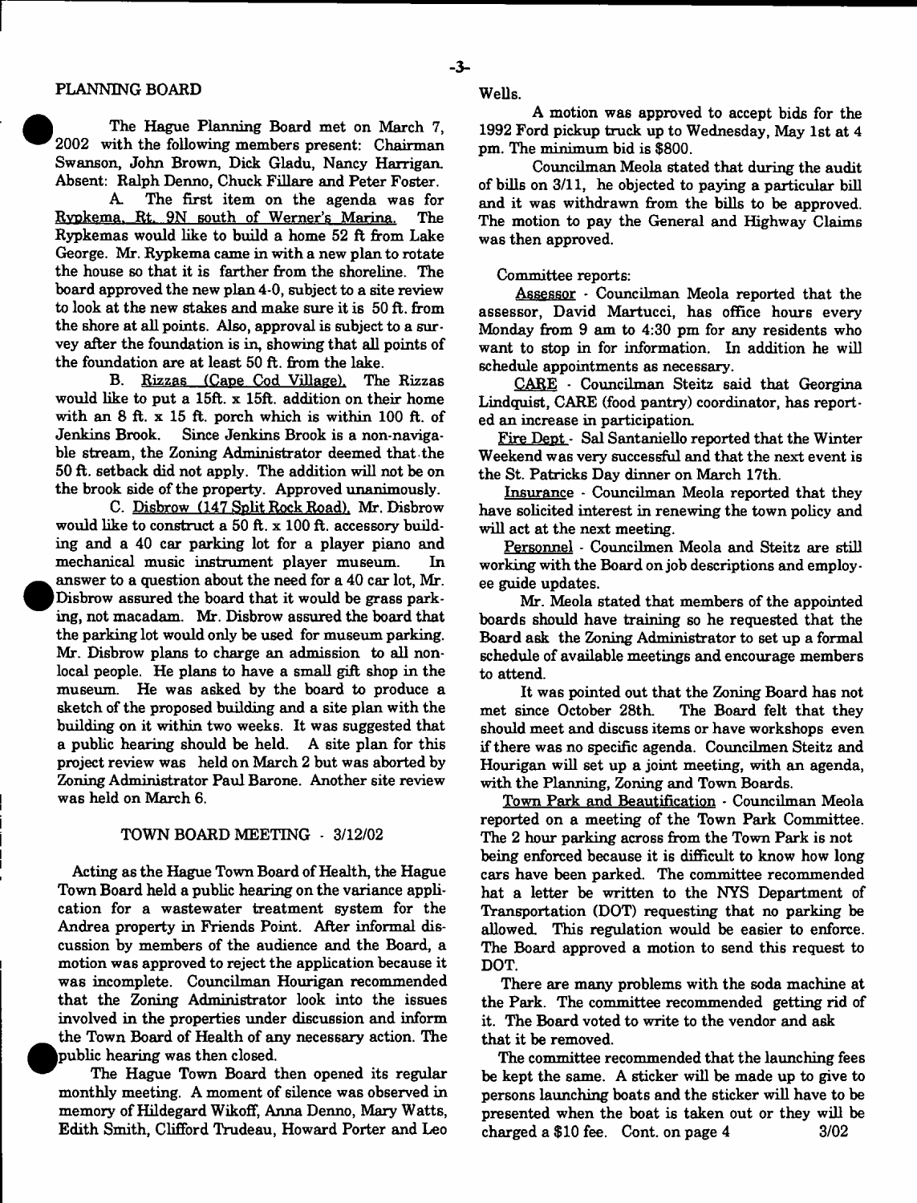## PLANNING BOARD

The Hague Planning Board met on March 7, 2002 with the following members present: Chairman Swanson, John Brown, Dick Gladu, Nancy Harrigan. Absent: Ralph Denno, Chuck Fillare and Peter Foster.

A. The first item on the agenda was for Rypkema, Rt. 9N south of Werner's Marina. The Rypkemas would like to build a home 52 ft from Lake George. Mr. Rypkema came in with a new plan to rotate the house so that it is farther from the shoreline. The board approved the new plan 4-0, subject to a site review to look at the new stakes and make sure it is 50 ft. from the shore at all points. Also, approval is subject to a survey after the foundation is in, showing that all points of the foundation are at least 50 ft. from the lake.

B. Rizzas (Cape Cod Village). The Rizzas would like to put a 15ft. x 15ft. addition on their home with an 8 ft. x 15 ft. porch which is within 100 ft. of Jenkins Brook. Since Jenkins Brook is a non-navigable stream, the Zoning Administrator deemed that the 50 ft. setback did not apply. The addition will not be on the brook side of the property. Approved unanimously.

C. Disbrow (147 Split Rock Road). Mr. Disbrow would like to construct a 50 ft. x 100 ft. accessory building and a 40 car parking lot for a player piano and mechanical music instrument player museum. In answer to a question about the need for a 40 car lot, Mr. Disbrow assured the board that it would be grass parking, not macadam. Mr. Disbrow assured the board that the parking lot would only be used for museum parking. Mr. Disbrow plans to charge an admission to all non-local people. He plans to have a small gift shop in the museum. He was asked by the board to produce a sketch of the proposed building and a site plan with the building on it within two weeks. It was suggested that a public hearing should be held. A site plan for this project review was held on March 2 but was aborted by Zoning Administrator Paul Barone. Another site review was held on March 6.

## TOWN BOARD MEETING - 3/12/02

Acting as the Hague Town Board of Health, the Hague Town Board held a public hearing on the variance application for a wastewater treatment system for the Andrea property in Friends Point. After informal discussion by members of the audience and the Board, a motion was approved to reject the application because it was incomplete. Councilman Hourigan recommended that the Zoning Administrator look into the issues involved in the properties under discussion and inform the Town Board of Health of any necessary action. The public hearing was then closed.

The Hague Town Board then opened its regular monthly meeting. A moment of silence was observed in memory of Hildegard Wikoff, Anna Denno, Mary Watts, Edith Smith, Clifford Trudeau, Howard Porter and Leo Wells.

A motion was approved to accept bids for the 1992 Ford pickup truck up to Wednesday, May 1st at 4 pm. The minimum bid is $800.

Councilman Meola stated that during the audit of bills on 3/11, he objected to paying a particular bill and it was withdrawn from the bills to be approved. The motion to pay the General and Highway Claims was then approved.

Committee reports:

Assessor - Councilman Meola reported that the assessor, David Martucci, has office hours every Monday from 9 am to 4:30 pm for any residents who want to stop in for information. In addition he will schedule appointments as necessary.

CARE - Councilman Steitz said that Georgina Lindquist, CARE (food pantry) coordinator, has reported an increase in participation.

Fire Dept - Sal Santaniello reported that the Winter Weekend was very successful and that the next event is the St. Patricks Day dinner on March 17th.

Insurance - Councilman Meola reported that they have solicited interest in renewing the town policy and will act at the next meeting.

Personnel - Councilmen Meola and Steitz are still working with the Board on job descriptions and employee guide updates.

Mr. Meola stated that members of the appointed boards should have training so he requested that the Board ask the Zoning Administrator to set up a formal schedule of available meetings and encourage members to attend.

It was pointed out that the Zoning Board has not met since October 28th. The Board felt that they should meet and discuss items or have workshops even if there was no specific agenda. Councilmen Steitz and Hourigan will set up a joint meeting, with an agenda, with the Planning, Zoning and Town Boards.

Town Park and Beautification - Councilman Meola reported on a meeting of the Town Park Committee. The 2 hour parking across from the Town Park is not being enforced because it is difficult to know how long cars have been parked. The committee recommended hat a letter be written to the NYS Department of Transportation (DOT) requesting that no parking be allowed. This regulation would be easier to enforce. The Board approved a motion to send this request to DOT.

There are many problems with the soda machine at the Park. The committee recommended getting rid of it. The Board voted to write to the vendor and ask that it be removed.

The committee recommended that the launching fees be kept the same. A sticker will be made up to give to persons launching boats and the sticker will have to be presented when the boat is taken out or they will be charged a $10 fee. Cont. on page 4

3/02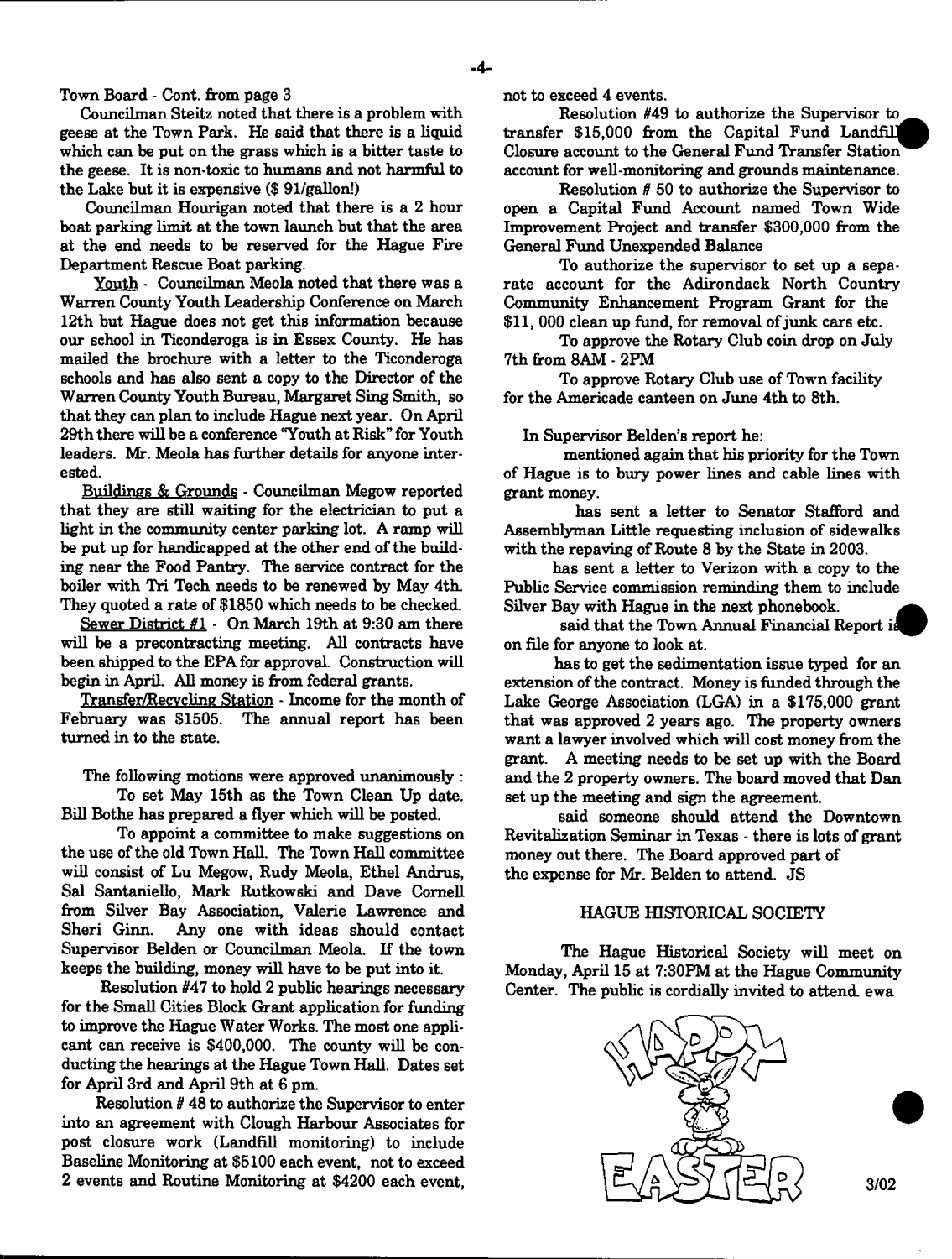Town Board - Cont. from page 3

Councilman Steitz noted that there is a problem with geese at the Town Park. He said that there is a liquid which can be put on the grass which is a bitter taste to the geese. It is non-toxic to humans and not harmful to the Lake but it is expensive ($ 91/gallon!)

Councilman Hourigan noted that there is a 2 hour boat parking limit at the town launch but that the area at the end needs to be reserved for the Hague Fire Department Rescue Boat parking.

Youth - Councilman Meola noted that there was a Warren County Youth Leadership Conference on March 12th but Hague does not get this information because our school in Ticonderoga is in Essex County. He has mailed the brochure with a letter to the Ticonderoga schools and has also sent a copy to the Director of the Warren County Youth Bureau, Margaret Sing Smith, so that they can plan to include Hague next year. On April 29th there will be a conference "Youth at Risk" for Youth leaders. Mr. Meola has further details for anyone interested.

Buildings & Grounds - Councilman Megow reported that they are still waiting for the electrician to put a light in the community center parking lot. A ramp will be put up for handicapped at the other end of the building near the Food Pantry. The service contract for the boiler with Tri Tech needs to be renewed by May 4th. They quoted a rate of $1850 which needs to be checked.

Sewer District #1 - On March 19th at 9:30 am there will be a precontracting meeting. All contracts have been shipped to the EPA for approval. Construction will begin in April. All money is from federal grants.

Transfer/Recycling Station - Income for the month of February was $1505. The annual report has been turned in to the state.

The following motions were approved unanimously :

To set May 15th as the Town Clean Up date. Bill Bothe has prepared a flyer which will be posted.

To appoint a committee to make suggestions on the use of the old Town Hall. The Town Hall committee will consist of Lu Megow, Rudy Meola, Ethel Andrus, Sal Santaniello, Mark Rutkowski and Dave Cornell from Silver Bay Association, Valerie Lawrence and Sheri Ginn. Any one with ideas should contact Supervisor Belden or Councilman Meola. If the town keeps the building, money will have to be put into it.

Resolution #47 to hold 2 public hearings necessary for the Small Cities Block Grant application for funding to improve the Hague Water Works. The most one applicant can receive is $400,000. The county will be conducting the hearings at the Hague Town Hall. Dates set for April 3rd and April 9th at 6 pm.

Resolution # 48 to authorize the Supervisor to enter into an agreement with Clough Harbour Associates for post closure work (Landfill monitoring) to include Baseline Monitoring at $5100 each event, not to exceed 2 events and Routine Monitoring at $4200 each event, not to exceed 4 events.

Resolution #49 to authorize the Supervisor to transfer $15,000 from the Capital Fund Landfill Closure account to the General Fund Transfer Station account for well-monitoring and grounds maintenance.

Resolution # 50 to authorize the Supervisor to open a Capital Fund Account named Town Wide Improvement Project and transfer $300,000 from the General Fund Unexpended Balance

To authorize the supervisor to set up a separate account for the Adirondack North Country Community Enhancement Program Grant for the $11, 000 clean up fund, for removal of junk cars etc.

To approve the Rotary Club coin drop on July 7th from 8AM - 2PM

To approve Rotary Club use of Town facility for the Americade canteen on June 4th to 8th.

In Supervisor Belden's report he:

mentioned again that his priority for the Town of Hague is to bury power lines and cable lines with grant money.

has sent a letter to Senator Stafford and Assemblyman Little requesting inclusion of sidewalks with the repaving of Route 8 by the State in 2003.

has sent a letter to Verizon with a copy to the Public Service commission reminding them to include Silver Bay with Hague in the next phonebook.

said that the Town Annual Financial Report is on file for anyone to look at.

has to get the sedimentation issue typed for an extension of the contract. Money is funded through the Lake George Association (LGA) in a $175,000 grant that was approved 2 years ago. The property owners want a lawyer involved which will cost money from the grant. A meeting needs to be set up with the Board and the 2 property owners. The board moved that Dan set up the meeting and sign the agreement.

said someone should attend the Downtown Revitalization Seminar in Texas - there is lots of grant money out there. The Board approved part of the expense for Mr. Belden to attend. JS

## HAGUE HISTORICAL SOCIETY

The Hague Historical Society will meet on Monday, April 15 at 7:30PM at the Hague Community Center. The public is cordially invited to attend. ewa

HAPPY EASTER

3/02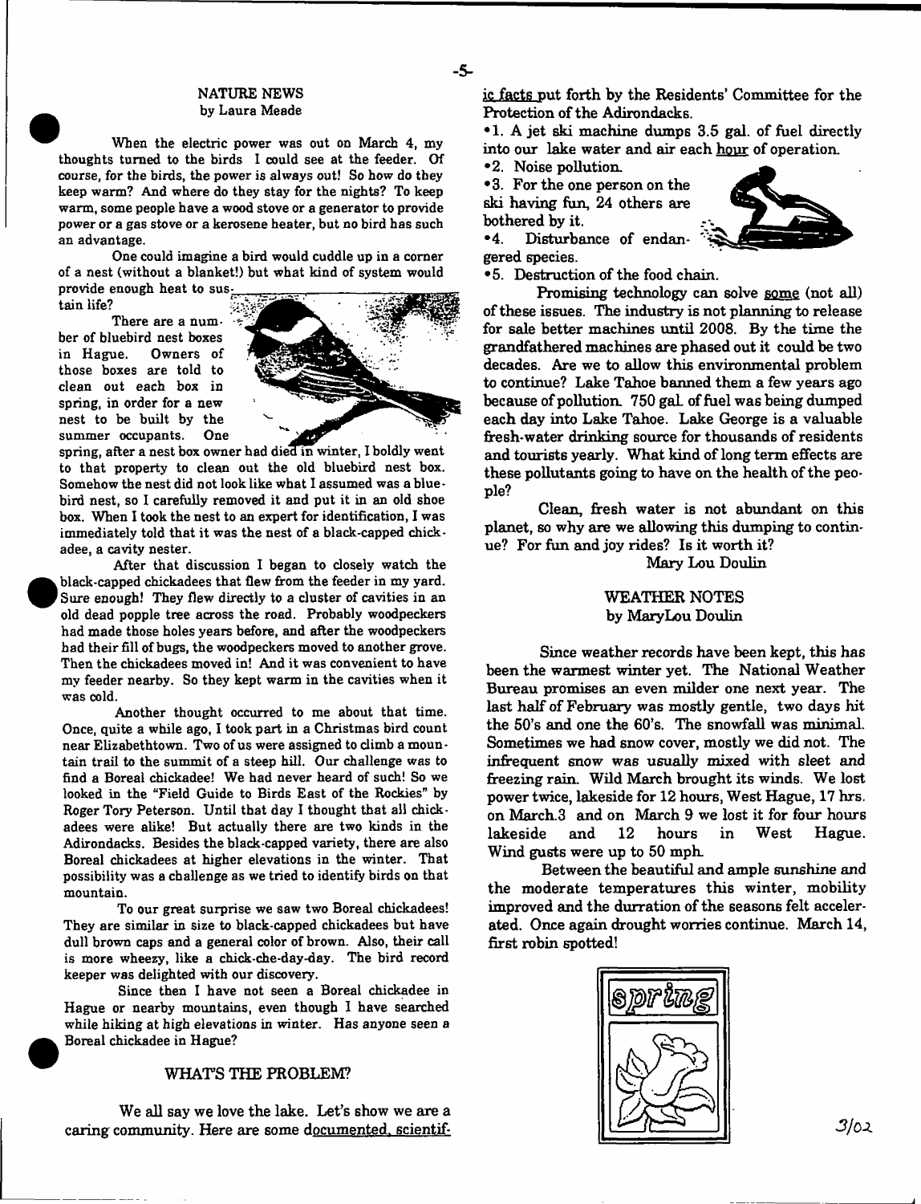## NATURE NEWS
by Laura Meade

When the electric power was out on March 4, my thoughts turned to the birds I could see at the feeder. Of course, for the birds, the power is always out! So how do they keep warm? And where do they stay for the nights? To keep warm, some people have a wood stove or a generator to provide power or a gas stove or a kerosene heater, but no bird has such an advantage.

One could imagine a bird would cuddle up in a corner of a nest (without a blanket!) but what kind of system would provide enough heat to sustain life?

There are a number of bluebird nest boxes in Hague. Owners of those boxes are told to clean out each box in spring, in order for a new nest to be built by the summer occupants. One spring, after a nest box owner had died in winter, I boldly went to that property to clean out the old bluebird nest box. Somehow the nest did not look like what I assumed was a bluebird nest, so I carefully removed it and put it in an old shoe box. When I took the nest to an expert for identification, I was immediately told that it was the nest of a black-capped chickadee, a cavity nester.

After that discussion I began to closely watch the black-capped chickadees that flew from the feeder in my yard. Sure enough! They flew directly to a cluster of cavities in an old dead popple tree across the road. Probably woodpeckers had made those holes years before, and after the woodpeckers had their fill of bugs, the woodpeckers moved to another grove. Then the chickadees moved in! And it was convenient to have my feeder nearby. So they kept warm in the cavities when it was cold.

Another thought occurred to me about that time. Once, quite a while ago, I took part in a Christmas bird count near Elizabethtown. Two of us were assigned to climb a mountain trail to the summit of a steep hill. Our challenge was to find a Boreal chickadee! We had never heard of such! So we looked in the "Field Guide to Birds East of the Rockies" by Roger Tory Peterson. Until that day I thought that all chickadees were alike! But actually there are two kinds in the Adirondacks. Besides the black-capped variety, there are also Boreal chickadees at higher elevations in the winter. That possibility was a challenge as we tried to identify birds on that mountain.

To our great surprise we saw two Boreal chickadees! They are similar in size to black-capped chickadees but have dull brown caps and a general color of brown. Also, their call is more wheezy, like a chick-che-day-day. The bird record keeper was delighted with our discovery.

Since then I have not seen a Boreal chickadee in Hague or nearby mountains, even though I have searched while hiking at high elevations in winter. Has anyone seen a Boreal chickadee in Hague?

## WHAT'S THE PROBLEM?

We all say we love the lake. Let's show we are a caring community. Here are some documented, scientific facts put forth by the Residents' Committee for the Protection of the Adirondacks.

•1. A jet ski machine dumps 3.5 gal. of fuel directly into our lake water and air each hour of operation.
•2. Noise pollution.
•3. For the one person on the ski having fun, 24 others are bothered by it.
•4. Disturbance of endangered species.
•5. Destruction of the food chain.

Promising technology can solve some (not all) of these issues. The industry is not planning to release for sale better machines until 2008. By the time the grandfathered machines are phased out it could be two decades. Are we to allow this environmental problem to continue? Lake Tahoe banned them a few years ago because of pollution. 750 gal. of fuel was being dumped each day into Lake Tahoe. Lake George is a valuable fresh-water drinking source for thousands of residents and tourists yearly. What kind of long term effects are these pollutants going to have on the health of the people?

Clean, fresh water is not abundant on this planet, so why are we allowing this dumping to continue? For fun and joy rides? Is it worth it?

Mary Lou Doulin

## WEATHER NOTES
by MaryLou Doulin

Since weather records have been kept, this has been the warmest winter yet. The National Weather Bureau promises an even milder one next year. The last half of February was mostly gentle, two days hit the 50's and one the 60's. The snowfall was minimal. Sometimes we had snow cover, mostly we did not. The infrequent snow was usually mixed with sleet and freezing rain. Wild March brought its winds. We lost power twice, lakeside for 12 hours, West Hague, 17 hrs. on March 3 and on March 9 we lost it for four hours lakeside and 12 hours in West Hague. Wind gusts were up to 50 mph.

Between the beautiful and ample sunshine and the moderate temperatures this winter, mobility improved and the durration of the seasons felt accelerated. Once again drought worries continue. March 14, first robin spotted!

spring

3/02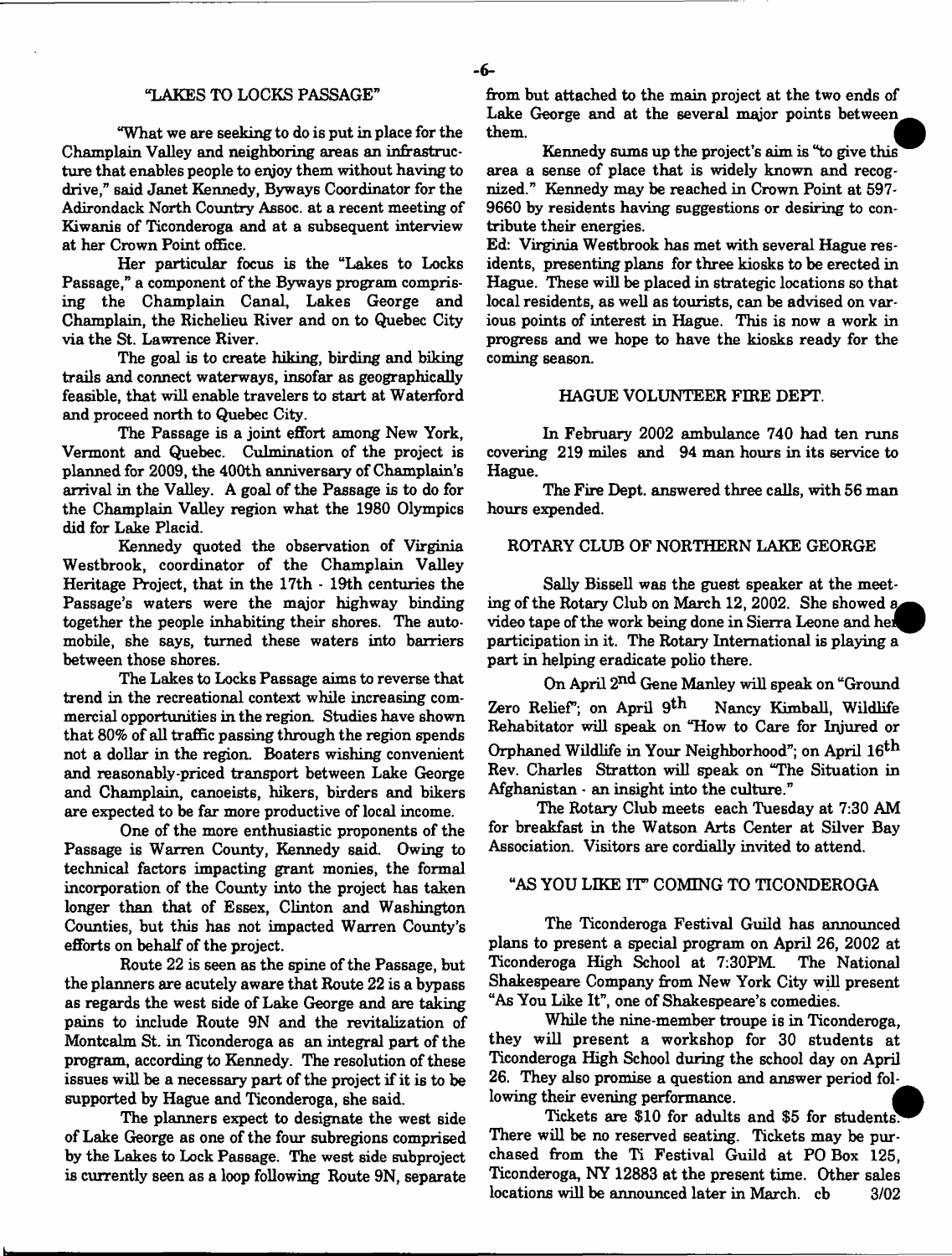## "LAKES TO LOCKS PASSAGE"

"What we are seeking to do is put in place for the Champlain Valley and neighboring areas an infrastructure that enables people to enjoy them without having to drive," said Janet Kennedy, Byways Coordinator for the Adirondack North Country Assoc. at a recent meeting of Kiwanis of Ticonderoga and at a subsequent interview at her Crown Point office.

Her particular focus is the "Lakes to Locks Passage," a component of the Byways program comprising the Champlain Canal, Lakes George and Champlain, the Richelieu River and on to Quebec City via the St. Lawrence River.

The goal is to create hiking, birding and biking trails and connect waterways, insofar as geographically feasible, that will enable travelers to start at Waterford and proceed north to Quebec City.

The Passage is a joint effort among New York, Vermont and Quebec. Culmination of the project is planned for 2009, the 400th anniversary of Champlain's arrival in the Valley. A goal of the Passage is to do for the Champlain Valley region what the 1980 Olympics did for Lake Placid.

Kennedy quoted the observation of Virginia Westbrook, coordinator of the Champlain Valley Heritage Project, that in the 17th - 19th centuries the Passage's waters were the major highway binding together the people inhabiting their shores. The automobile, she says, turned these waters into barriers between those shores.

The Lakes to Locks Passage aims to reverse that trend in the recreational context while increasing commercial opportunities in the region. Studies have shown that 80% of all traffic passing through the region spends not a dollar in the region. Boaters wishing convenient and reasonably-priced transport between Lake George and Champlain, canoeists, hikers, birders and bikers are expected to be far more productive of local income.

One of the more enthusiastic proponents of the Passage is Warren County, Kennedy said. Owing to technical factors impacting grant monies, the formal incorporation of the County into the project has taken longer than that of Essex, Clinton and Washington Counties, but this has not impacted Warren County's efforts on behalf of the project.

Route 22 is seen as the spine of the Passage, but the planners are acutely aware that Route 22 is a bypass as regards the west side of Lake George and are taking pains to include Route 9N and the revitalization of Montcalm St. in Ticonderoga as an integral part of the program, according to Kennedy. The resolution of these issues will be a necessary part of the project if it is to be supported by Hague and Ticonderoga, she said.

The planners expect to designate the west side of Lake George as one of the four subregions comprised by the Lakes to Lock Passage. The west side subproject is currently seen as a loop following Route 9N, separate from but attached to the main project at the two ends of Lake George and at the several major points between them.

Kennedy sums up the project's aim is "to give this area a sense of place that is widely known and recognized." Kennedy may be reached in Crown Point at 597-9660 by residents having suggestions or desiring to contribute their energies.

Ed: Virginia Westbrook has met with several Hague residents, presenting plans for three kiosks to be erected in Hague. These will be placed in strategic locations so that local residents, as well as tourists, can be advised on various points of interest in Hague. This is now a work in progress and we hope to have the kiosks ready for the coming season.

## HAGUE VOLUNTEER FIRE DEPT.

In February 2002 ambulance 740 had ten runs covering 219 miles and 94 man hours in its service to Hague.

The Fire Dept. answered three calls, with 56 man hours expended.

## ROTARY CLUB OF NORTHERN LAKE GEORGE

Sally Bissell was the guest speaker at the meeting of the Rotary Club on March 12, 2002. She showed a video tape of the work being done in Sierra Leone and her participation in it. The Rotary International is playing a part in helping eradicate polio there.

On April 2nd Gene Manley will speak on "Ground Zero Relief"; on April 9th Nancy Kimball, Wildlife Rehabitator will speak on "How to Care for Injured or Orphaned Wildlife in Your Neighborhood"; on April 16th Rev. Charles Stratton will speak on "The Situation in Afghanistan - an insight into the culture."

The Rotary Club meets each Tuesday at 7:30 AM for breakfast in the Watson Arts Center at Silver Bay Association. Visitors are cordially invited to attend.

## "AS YOU LIKE IT" COMING TO TICONDEROGA

The Ticonderoga Festival Guild has announced plans to present a special program on April 26, 2002 at Ticonderoga High School at 7:30PM. The National Shakespeare Company from New York City will present "As You Like It", one of Shakespeare's comedies.

While the nine-member troupe is in Ticonderoga, they will present a workshop for 30 students at Ticonderoga High School during the school day on April 26. They also promise a question and answer period following their evening performance.

Tickets are $10 for adults and $5 for students. There will be no reserved seating. Tickets may be purchased from the Ti Festival Guild at PO Box 125, Ticonderoga, NY 12883 at the present time. Other sales locations will be announced later in March. cb 3/02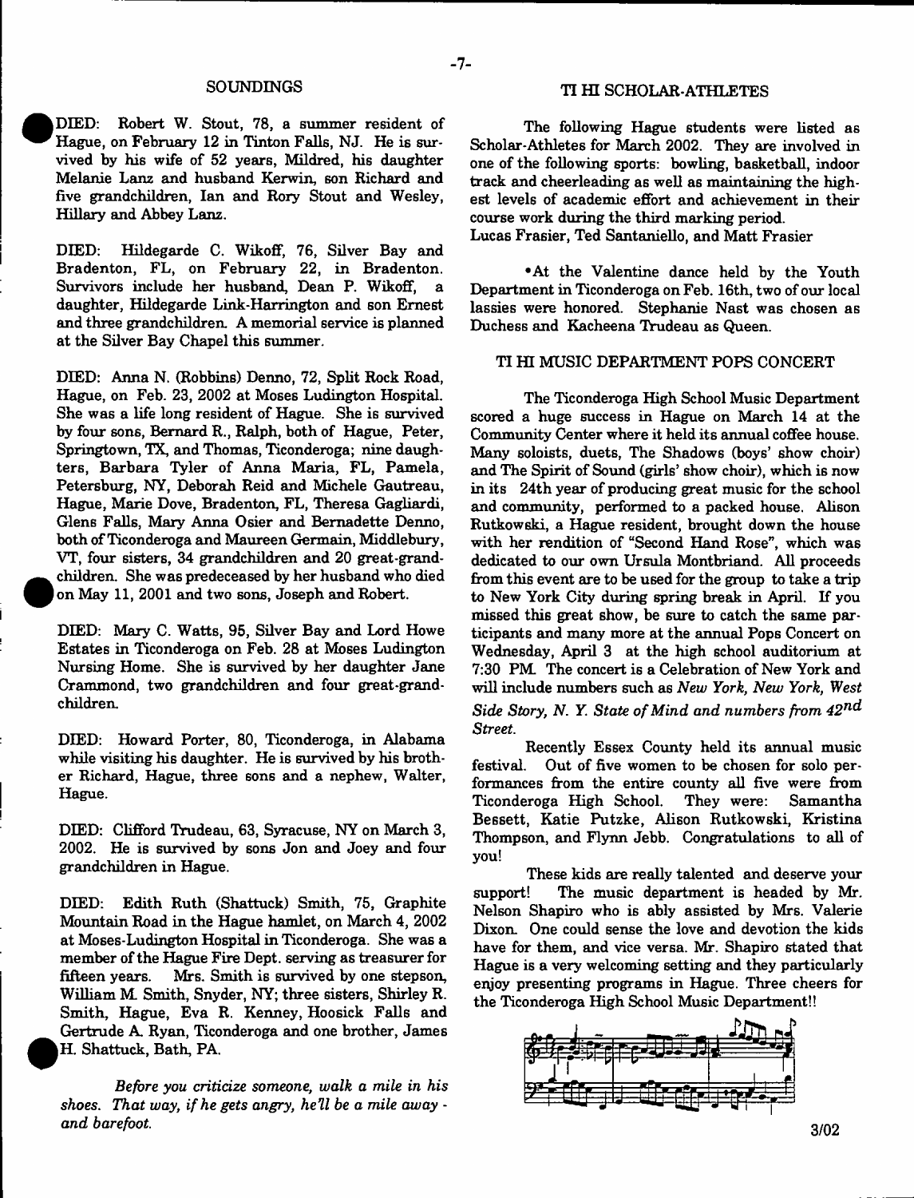## SOUNDINGS

DIED: Robert W. Stout, 78, a summer resident of Hague, on February 12 in Tinton Falls, NJ. He is survived by his wife of 52 years, Mildred, his daughter Melanie Lanz and husband Kerwin, son Richard and five grandchildren, Ian and Rory Stout and Wesley, Hillary and Abbey Lanz.

DIED: Hildegarde C. Wikoff, 76, Silver Bay and Bradenton, FL, on February 22, in Bradenton. Survivors include her husband, Dean P. Wikoff, a daughter, Hildegarde Link-Harrington and son Ernest and three grandchildren. A memorial service is planned at the Silver Bay Chapel this summer.

DIED: Anna N. (Robbins) Denno, 72, Split Rock Road, Hague, on Feb. 23, 2002 at Moses Ludington Hospital. She was a life long resident of Hague. She is survived by four sons, Bernard R., Ralph, both of Hague, Peter, Springtown, TX, and Thomas, Ticonderoga; nine daughters, Barbara Tyler of Anna Maria, FL, Pamela, Petersburg, NY, Deborah Reid and Michele Gautreau, Hague, Marie Dove, Bradenton, FL, Theresa Gagliardi, Glens Falls, Mary Anna Osier and Bernadette Denno, both of Ticonderoga and Maureen Germain, Middlebury, VT, four sisters, 34 grandchildren and 20 great-grandchildren. She was predeceased by her husband who died on May 11, 2001 and two sons, Joseph and Robert.

DIED: Mary C. Watts, 95, Silver Bay and Lord Howe Estates in Ticonderoga on Feb. 28 at Moses Ludington Nursing Home. She is survived by her daughter Jane Crammond, two grandchildren and four great-grandchildren.

DIED: Howard Porter, 80, Ticonderoga, in Alabama while visiting his daughter. He is survived by his brother Richard, Hague, three sons and a nephew, Walter, Hague.

DIED: Clifford Trudeau, 63, Syracuse, NY on March 3, 2002. He is survived by sons Jon and Joey and four grandchildren in Hague.

DIED: Edith Ruth (Shattuck) Smith, 75, Graphite Mountain Road in the Hague hamlet, on March 4, 2002 at Moses-Ludington Hospital in Ticonderoga. She was a member of the Hague Fire Dept. serving as treasurer for fifteen years. Mrs. Smith is survived by one stepson, William M. Smith, Snyder, NY; three sisters, Shirley R. Smith, Hague, Eva R. Kenney, Hoosick Falls and Gertrude A. Ryan, Ticonderoga and one brother, James H. Shattuck, Bath, PA.

*Before you criticize someone, walk a mile in his shoes. That way, if he gets angry, he'll be a mile away - and barefoot.*

## TI HI SCHOLAR-ATHLETES

The following Hague students were listed as Scholar-Athletes for March 2002. They are involved in one of the following sports: bowling, basketball, indoor track and cheerleading as well as maintaining the highest levels of academic effort and achievement in their course work during the third marking period.
Lucas Frasier, Ted Santaniello, and Matt Frasier

•At the Valentine dance held by the Youth Department in Ticonderoga on Feb. 16th, two of our local lassies were honored. Stephanie Nast was chosen as Duchess and Kacheena Trudeau as Queen.

## TI HI MUSIC DEPARTMENT POPS CONCERT

The Ticonderoga High School Music Department scored a huge success in Hague on March 14 at the Community Center where it held its annual coffee house. Many soloists, duets, The Shadows (boys' show choir) and The Spirit of Sound (girls' show choir), which is now in its 24th year of producing great music for the school and community, performed to a packed house. Alison Rutkowski, a Hague resident, brought down the house with her rendition of "Second Hand Rose", which was dedicated to our own Ursula Montbriand. All proceeds from this event are to be used for the group to take a trip to New York City during spring break in April. If you missed this great show, be sure to catch the same participants and many more at the annual Pops Concert on Wednesday, April 3 at the high school auditorium at 7:30 PM. The concert is a Celebration of New York and will include numbers such as *New York, New York, West Side Story, N. Y. State of Mind and numbers from 42nd Street.*

Recently Essex County held its annual music festival. Out of five women to be chosen for solo performances from the entire county all five were from Ticonderoga High School. They were: Samantha Bessett, Katie Putzke, Alison Rutkowski, Kristina Thompson, and Flynn Jebb. Congratulations to all of you!

These kids are really talented and deserve your support! The music department is headed by Mr. Nelson Shapiro who is ably assisted by Mrs. Valerie Dixon. One could sense the love and devotion the kids have for them, and vice versa. Mr. Shapiro stated that Hague is a very welcoming setting and they particularly enjoy presenting programs in Hague. Three cheers for the Ticonderoga High School Music Department!!

3/02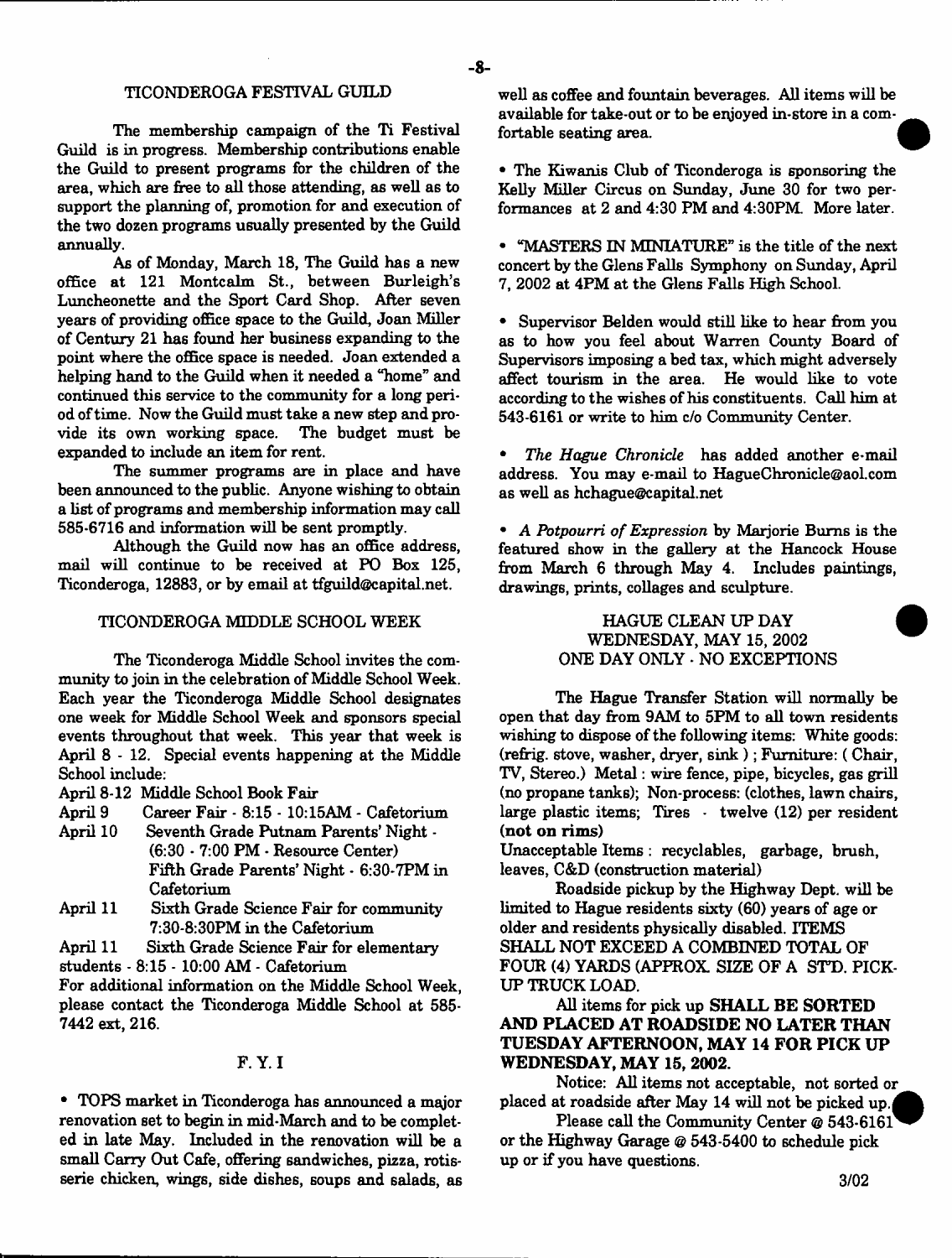## TICONDEROGA FESTIVAL GUILD

The membership campaign of the Ti Festival Guild is in progress. Membership contributions enable the Guild to present programs for the children of the area, which are free to all those attending, as well as to support the planning of, promotion for and execution of the two dozen programs usually presented by the Guild annually.

As of Monday, March 18, The Guild has a new office at 121 Montcalm St., between Burleigh's Luncheonette and the Sport Card Shop. After seven years of providing office space to the Guild, Joan Miller of Century 21 has found her business expanding to the point where the office space is needed. Joan extended a helping hand to the Guild when it needed a "home" and continued this service to the community for a long period of time. Now the Guild must take a new step and provide its own working space. The budget must be expanded to include an item for rent.

The summer programs are in place and have been announced to the public. Anyone wishing to obtain a list of programs and membership information may call 585-6716 and information will be sent promptly.

Although the Guild now has an office address, mail will continue to be received at PO Box 125, Ticonderoga, 12883, or by email at tfguild@capital.net.

## TICONDEROGA MIDDLE SCHOOL WEEK

The Ticonderoga Middle School invites the community to join in the celebration of Middle School Week. Each year the Ticonderoga Middle School designates one week for Middle School Week and sponsors special events throughout that week. This year that week is April 8 - 12. Special events happening at the Middle School include:

April 8-12 Middle School Book Fair
April 9 Career Fair - 8:15 - 10:15AM - Cafetorium
April 10 Seventh Grade Putnam Parents' Night - (6:30 - 7:00 PM - Resource Center)
Fifth Grade Parents' Night - 6:30-7PM in Cafetorium
April 11 Sixth Grade Science Fair for community 7:30-8:30PM in the Cafetorium
April 11 Sixth Grade Science Fair for elementary students - 8:15 - 10:00 AM - Cafetorium

For additional information on the Middle School Week, please contact the Ticonderoga Middle School at 585-7442 ext, 216.

## F. Y. I

• TOPS market in Ticonderoga has announced a major renovation set to begin in mid-March and to be completed in late May. Included in the renovation will be a small Carry Out Cafe, offering sandwiches, pizza, rotisserie chicken, wings, side dishes, soups and salads, as well as coffee and fountain beverages. All items will be available for take-out or to be enjoyed in-store in a comfortable seating area.

• The Kiwanis Club of Ticonderoga is sponsoring the Kelly Miller Circus on Sunday, June 30 for two performances at 2 and 4:30 PM and 4:30PM. More later.

• "MASTERS IN MINIATURE" is the title of the next concert by the Glens Falls Symphony on Sunday, April 7, 2002 at 4PM at the Glens Falls High School.

• Supervisor Belden would still like to hear from you as to how you feel about Warren County Board of Supervisors imposing a bed tax, which might adversely affect tourism in the area. He would like to vote according to the wishes of his constituents. Call him at 543-6161 or write to him c/o Community Center.

• *The Hague Chronicle* has added another e-mail address. You may e-mail to HagueChronicle@aol.com as well as hchague@capital.net

• *A Potpourri of Expression* by Marjorie Burns is the featured show in the gallery at the Hancock House from March 6 through May 4. Includes paintings, drawings, prints, collages and sculpture.

## HAGUE CLEAN UP DAY
## WEDNESDAY, MAY 15, 2002
## ONE DAY ONLY - NO EXCEPTIONS

The Hague Transfer Station will normally be open that day from 9AM to 5PM to all town residents wishing to dispose of the following items: White goods: (refrig. stove, washer, dryer, sink ) ; Furniture: ( Chair, TV, Stereo.) Metal : wire fence, pipe, bicycles, gas grill (no propane tanks); Non-process: (clothes, lawn chairs, large plastic items; Tires - twelve (12) per resident **(not on rims)**

Unacceptable Items : recyclables, garbage, brush, leaves, C&D (construction material)

Roadside pickup by the Highway Dept. will be limited to Hague residents sixty (60) years of age or older and residents physically disabled. ITEMS SHALL NOT EXCEED A COMBINED TOTAL OF FOUR (4) YARDS (APPROX. SIZE OF A STD. PICK-UP TRUCK LOAD.

All items for pick up **SHALL BE SORTED AND PLACED AT ROADSIDE NO LATER THAN TUESDAY AFTERNOON, MAY 14 FOR PICK UP WEDNESDAY, MAY 15, 2002.**

Notice: All items not acceptable, not sorted or placed at roadside after May 14 will not be picked up.

Please call the Community Center @ 543-6161 or the Highway Garage @ 543-5400 to schedule pick up or if you have questions.

3/02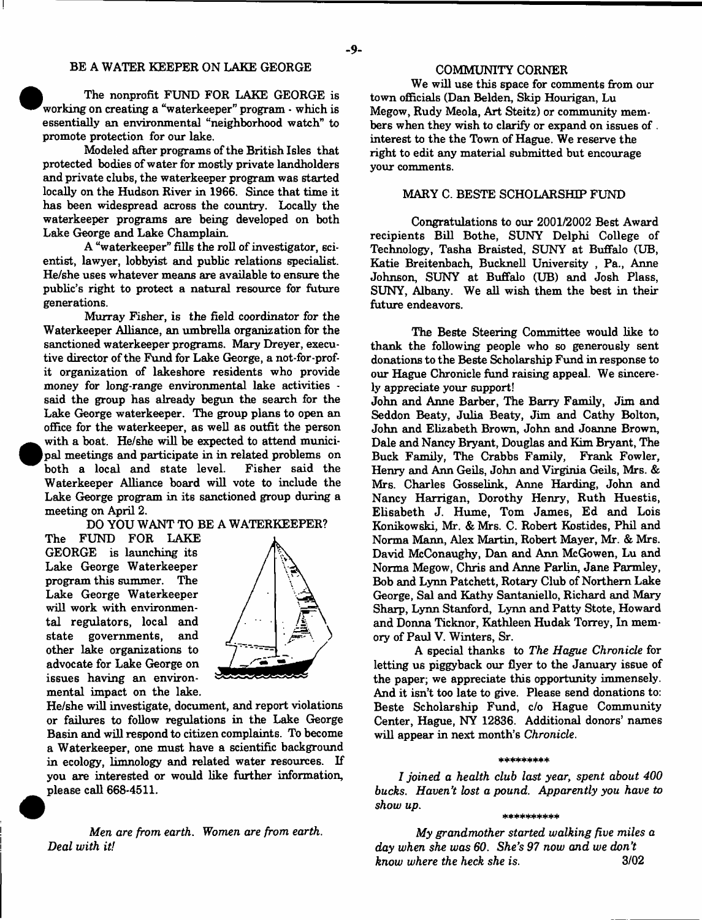## BE A WATER KEEPER ON LAKE GEORGE

The nonprofit FUND FOR LAKE GEORGE is working on creating a "waterkeeper" program - which is essentially an environmental "neighborhood watch" to promote protection for our lake.

Modeled after programs of the British Isles that protected bodies of water for mostly private landholders and private clubs, the waterkeeper program was started locally on the Hudson River in 1966. Since that time it has been widespread across the country. Locally the waterkeeper programs are being developed on both Lake George and Lake Champlain.

A "waterkeeper" fills the roll of investigator, scientist, lawyer, lobbyist and public relations specialist. He/she uses whatever means are available to ensure the public's right to protect a natural resource for future generations.

Murray Fisher, is the field coordinator for the Waterkeeper Alliance, an umbrella organization for the sanctioned waterkeeper programs. Mary Dreyer, executive director of the Fund for Lake George, a not-for-profit organization of lakeshore residents who provide money for long-range environmental lake activities - said the group has already begun the search for the Lake George waterkeeper. The group plans to open an office for the waterkeeper, as well as outfit the person with a boat. He/she will be expected to attend municipal meetings and participate in in related problems on both a local and state level. Fisher said the Waterkeeper Alliance board will vote to include the Lake George program in its sanctioned group during a meeting on April 2.

### DO YOU WANT TO BE A WATERKEEPER?

The FUND FOR LAKE GEORGE is launching its Lake George Waterkeeper program this summer. The Lake George Waterkeeper will work with environmental regulators, local and state governments, and other lake organizations to advocate for Lake George on issues having an environmental impact on the lake. He/she will investigate, document, and report violations or failures to follow regulations in the Lake George Basin and will respond to citizen complaints. To become a Waterkeeper, one must have a scientific background in ecology, limnology and related water resources. If you are interested or would like further information, please call 668-4511.

*Men are from earth. Women are from earth. Deal with it!*

## COMMUNITY CORNER

We will use this space for comments from our town officials (Dan Belden, Skip Hourigan, Lu Megow, Rudy Meola, Art Steitz) or community members when they wish to clarify or expand on issues of interest to the the Town of Hague. We reserve the right to edit any material submitted but encourage your comments.

## MARY C. BESTE SCHOLARSHIP FUND

Congratulations to our 2001/2002 Best Award recipients Bill Bothe, SUNY Delphi College of Technology, Tasha Braisted, SUNY at Buffalo (UB, Katie Breitenbach, Bucknell University , Pa., Anne Johnson, SUNY at Buffalo (UB) and Josh Plass, SUNY, Albany. We all wish them the best in their future endeavors.

The Beste Steering Committee would like to thank the following people who so generously sent donations to the Beste Scholarship Fund in response to our Hague Chronicle fund raising appeal. We sincerely appreciate your support!

John and Anne Barber, The Barry Family, Jim and Seddon Beaty, Julia Beaty, Jim and Cathy Bolton, John and Elizabeth Brown, John and Joanne Brown, Dale and Nancy Bryant, Douglas and Kim Bryant, The Buck Family, The Crabbs Family, Frank Fowler, Henry and Ann Geils, John and Virginia Geils, Mrs. & Mrs. Charles Gosselink, Anne Harding, John and Nancy Harrigan, Dorothy Henry, Ruth Huestis, Elisabeth J. Hume, Tom James, Ed and Lois Konikowski, Mr. & Mrs. C. Robert Kostides, Phil and Norma Mann, Alex Martin, Robert Mayer, Mr. & Mrs. David McConaughy, Dan and Ann McGowen, Lu and Norma Megow, Chris and Anne Parlin, Jane Parmley, Bob and Lynn Patchett, Rotary Club of Northern Lake George, Sal and Kathy Santaniello, Richard and Mary Sharp, Lynn Stanford, Lynn and Patty Stote, Howard and Donna Ticknor, Kathleen Hudak Torrey, In memory of Paul V. Winters, Sr.

A special thanks to *The Hague Chronicle* for letting us piggyback our flyer to the January issue of the paper; we appreciate this opportunity immensely. And it isn't too late to give. Please send donations to: Beste Scholarship Fund, c/o Hague Community Center, Hague, NY 12836. Additional donors' names will appear in next month's *Chronicle*.

\*\*\*\*\*\*\*\*\*

*I joined a health club last year, spent about 400 bucks. Haven't lost a pound. Apparently you have to show up.*

\*\*\*\*\*\*\*\*\*\*

*My grandmother started walking five miles a day when she was 60. She's 97 now and we don't know where the heck she is.* 3/02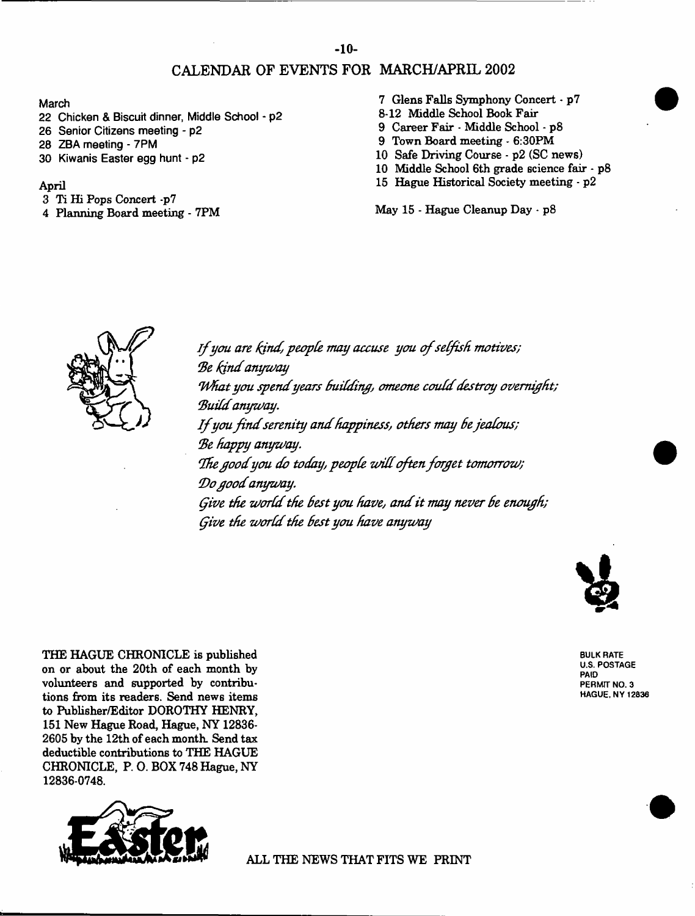## CALENDAR OF EVENTS FOR MARCH/APRIL 2002

March
- 22 Chicken & Biscuit dinner, Middle School - p2
- 26 Senior Citizens meeting - p2
- 28 ZBA meeting - 7PM
- 30 Kiwanis Easter egg hunt - p2

April
- 3 Ti Hi Pops Concert -p7
- 4 Planning Board meeting - 7PM
- 7 Glens Falls Symphony Concert - p7
- 8-12 Middle School Book Fair
- 9 Career Fair - Middle School - p8
- 9 Town Board meeting - 6:30PM
- 10 Safe Driving Course - p2 (SC news)
- 10 Middle School 6th grade science fair - p8
- 15 Hague Historical Society meeting - p2

May 15 - Hague Cleanup Day - p8

*If you are kind, people may accuse you of selfish motives;*
*Be kind anyway*
*What you spend years building, omeone could destroy overnight;*
*Build anyway.*
*If you find serenity and happiness, others may be jealous;*
*Be happy anyway.*
*The good you do today, people will often forget tomorrow;*
*Do good anyway.*
*Give the world the best you have, and it may never be enough;*
*Give the world the best you have anyway*

THE HAGUE CHRONICLE is published on or about the 20th of each month by volunteers and supported by contributions from its readers. Send news items to Publisher/Editor DOROTHY HENRY, 151 New Hague Road, Hague, NY 12836-2605 by the 12th of each month. Send tax deductible contributions to THE HAGUE CHRONICLE, P. O. BOX 748 Hague, NY 12836-0748.

BULK RATE
U.S. POSTAGE
PAID
PERMIT NO. 3
HAGUE, NY 12836

Easter

ALL THE NEWS THAT FITS WE PRINT